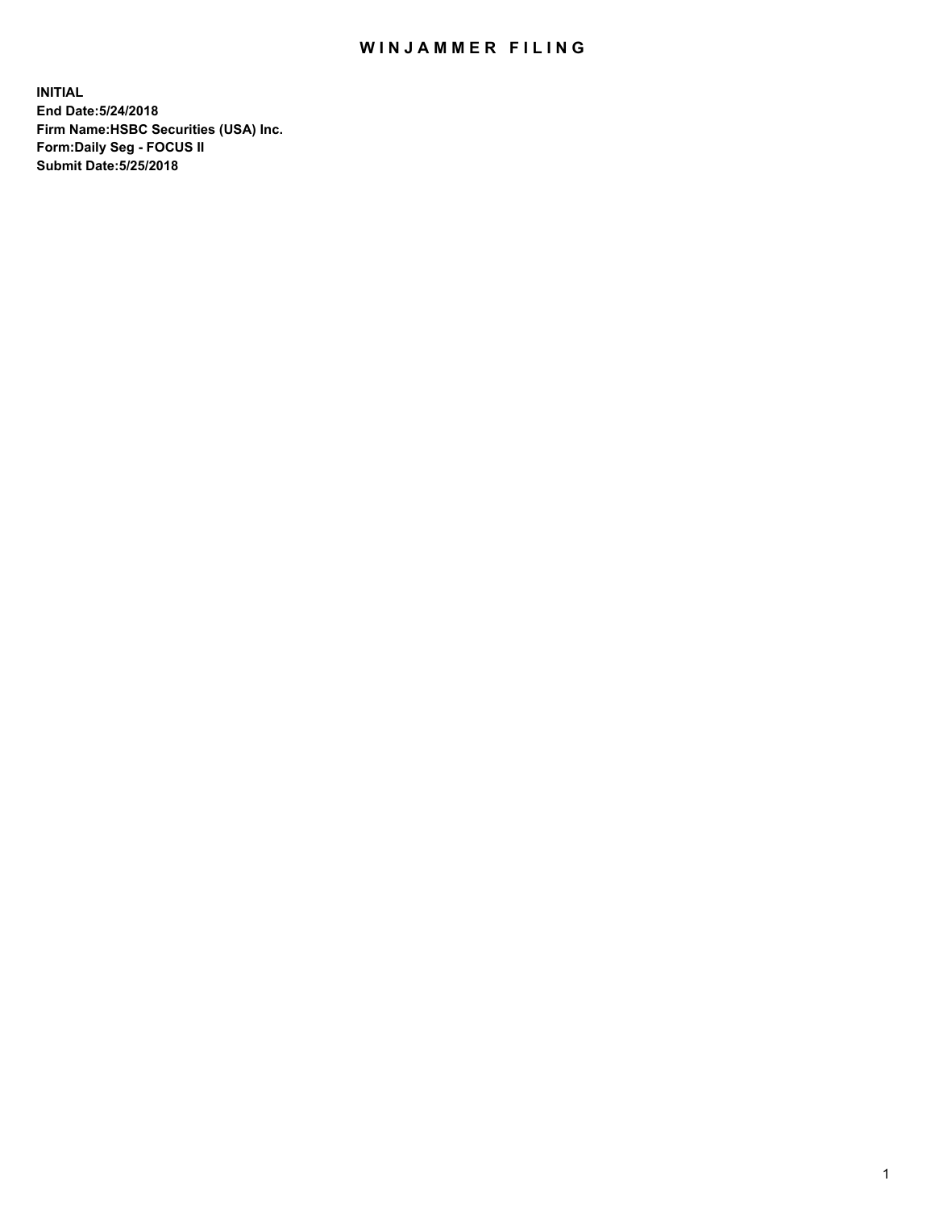# WINJAMMER FILING

**INITIAL**
**End Date:5/24/2018**
**Firm Name:HSBC Securities (USA) Inc.**
**Form:Daily Seg - FOCUS II**
**Submit Date:5/25/2018**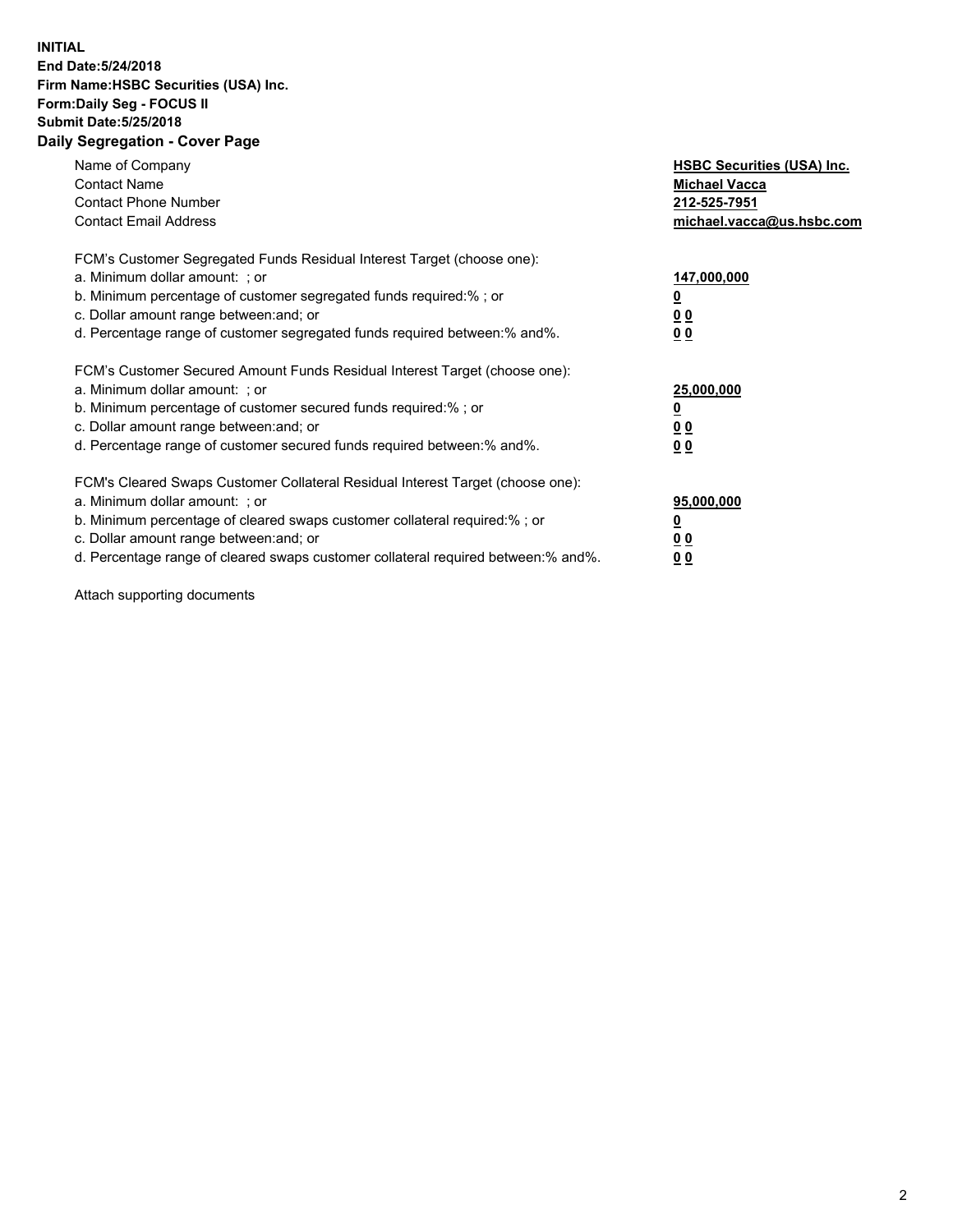**INITIAL**
**End Date:5/24/2018**
**Firm Name:HSBC Securities (USA) Inc.**
**Form:Daily Seg - FOCUS II**
**Submit Date:5/25/2018**
**Daily Segregation - Cover Page**

| | |
|---|---|
| Name of Company | **HSBC Securities (USA) Inc.** |
| Contact Name | **Michael Vacca** |
| Contact Phone Number | **212-525-7951** |
| Contact Email Address | **michael.vacca@us.hsbc.com** |

| | |
|---|---|
| FCM's Customer Segregated Funds Residual Interest Target (choose one): | |
| a. Minimum dollar amount: ; or | **147,000,000** |
| b. Minimum percentage of customer segregated funds required:% ; or | **0** |
| c. Dollar amount range between:and; or | **0 0** |
| d. Percentage range of customer segregated funds required between:% and%. | **0 0** |

| | |
|---|---|
| FCM's Customer Secured Amount Funds Residual Interest Target (choose one): | |
| a. Minimum dollar amount: ; or | **25,000,000** |
| b. Minimum percentage of customer secured funds required:% ; or | **0** |
| c. Dollar amount range between:and; or | **0 0** |
| d. Percentage range of customer secured funds required between:% and%. | **0 0** |

| | |
|---|---|
| FCM's Cleared Swaps Customer Collateral Residual Interest Target (choose one): | |
| a. Minimum dollar amount: ; or | **95,000,000** |
| b. Minimum percentage of cleared swaps customer collateral required:% ; or | **0** |
| c. Dollar amount range between:and; or | **0 0** |
| d. Percentage range of cleared swaps customer collateral required between:% and%. | **0 0** |

Attach supporting documents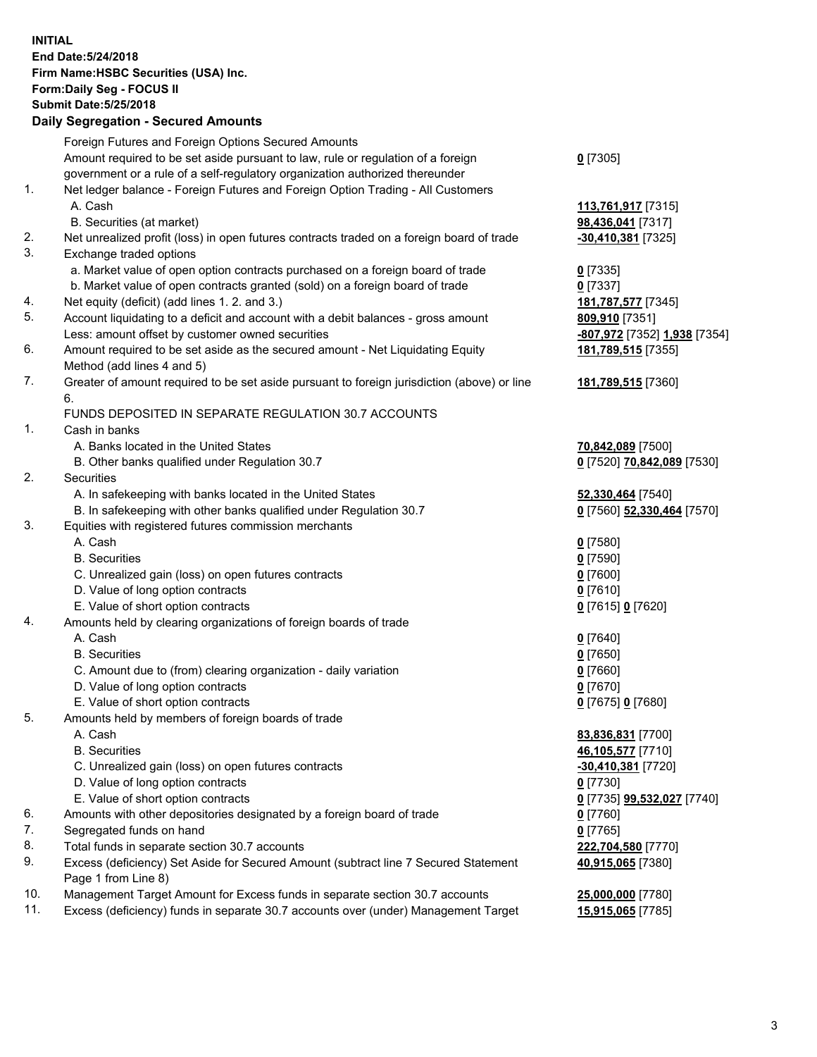**INITIAL**
**End Date:5/24/2018**
**Firm Name:HSBC Securities (USA) Inc.**
**Form:Daily Seg - FOCUS II**
**Submit Date:5/25/2018**

**Daily Segregation - Secured Amounts**

| | | |
|---|---|---|
| | Foreign Futures and Foreign Options Secured Amounts | |
| | Amount required to be set aside pursuant to law, rule or regulation of a foreign government or a rule of a self-regulatory organization authorized thereunder | **0** [7305] |
| 1. | Net ledger balance - Foreign Futures and Foreign Option Trading - All Customers | |
| | A. Cash | **113,761,917** [7315] |
| | B. Securities (at market) | **98,436,041** [7317] |
| 2. | Net unrealized profit (loss) in open futures contracts traded on a foreign board of trade | **-30,410,381** [7325] |
| 3. | Exchange traded options | |
| | a. Market value of open option contracts purchased on a foreign board of trade | **0** [7335] |
| | b. Market value of open contracts granted (sold) on a foreign board of trade | **0** [7337] |
| 4. | Net equity (deficit) (add lines 1. 2. and 3.) | **181,787,577** [7345] |
| 5. | Account liquidating to a deficit and account with a debit balances - gross amount | **809,910** [7351] |
| | Less: amount offset by customer owned securities | **-807,972** [7352] **1,938** [7354] |
| 6. | Amount required to be set aside as the secured amount - Net Liquidating Equity Method (add lines 4 and 5) | **181,789,515** [7355] |
| 7. | Greater of amount required to be set aside pursuant to foreign jurisdiction (above) or line 6. | **181,789,515** [7360] |
| | FUNDS DEPOSITED IN SEPARATE REGULATION 30.7 ACCOUNTS | |
| 1. | Cash in banks | |
| | A. Banks located in the United States | **70,842,089** [7500] |
| | B. Other banks qualified under Regulation 30.7 | **0** [7520] **70,842,089** [7530] |
| 2. | Securities | |
| | A. In safekeeping with banks located in the United States | **52,330,464** [7540] |
| | B. In safekeeping with other banks qualified under Regulation 30.7 | **0** [7560] **52,330,464** [7570] |
| 3. | Equities with registered futures commission merchants | |
| | A. Cash | **0** [7580] |
| | B. Securities | **0** [7590] |
| | C. Unrealized gain (loss) on open futures contracts | **0** [7600] |
| | D. Value of long option contracts | **0** [7610] |
| | E. Value of short option contracts | **0** [7615] **0** [7620] |
| 4. | Amounts held by clearing organizations of foreign boards of trade | |
| | A. Cash | **0** [7640] |
| | B. Securities | **0** [7650] |
| | C. Amount due to (from) clearing organization - daily variation | **0** [7660] |
| | D. Value of long option contracts | **0** [7670] |
| | E. Value of short option contracts | **0** [7675] **0** [7680] |
| 5. | Amounts held by members of foreign boards of trade | |
| | A. Cash | **83,836,831** [7700] |
| | B. Securities | **46,105,577** [7710] |
| | C. Unrealized gain (loss) on open futures contracts | **-30,410,381** [7720] |
| | D. Value of long option contracts | **0** [7730] |
| | E. Value of short option contracts | **0** [7735] **99,532,027** [7740] |
| 6. | Amounts with other depositories designated by a foreign board of trade | **0** [7760] |
| 7. | Segregated funds on hand | **0** [7765] |
| 8. | Total funds in separate section 30.7 accounts | **222,704,580** [7770] |
| 9. | Excess (deficiency) Set Aside for Secured Amount (subtract line 7 Secured Statement Page 1 from Line 8) | **40,915,065** [7380] |
| 10. | Management Target Amount for Excess funds in separate section 30.7 accounts | **25,000,000** [7780] |
| 11. | Excess (deficiency) funds in separate 30.7 accounts over (under) Management Target | **15,915,065** [7785] |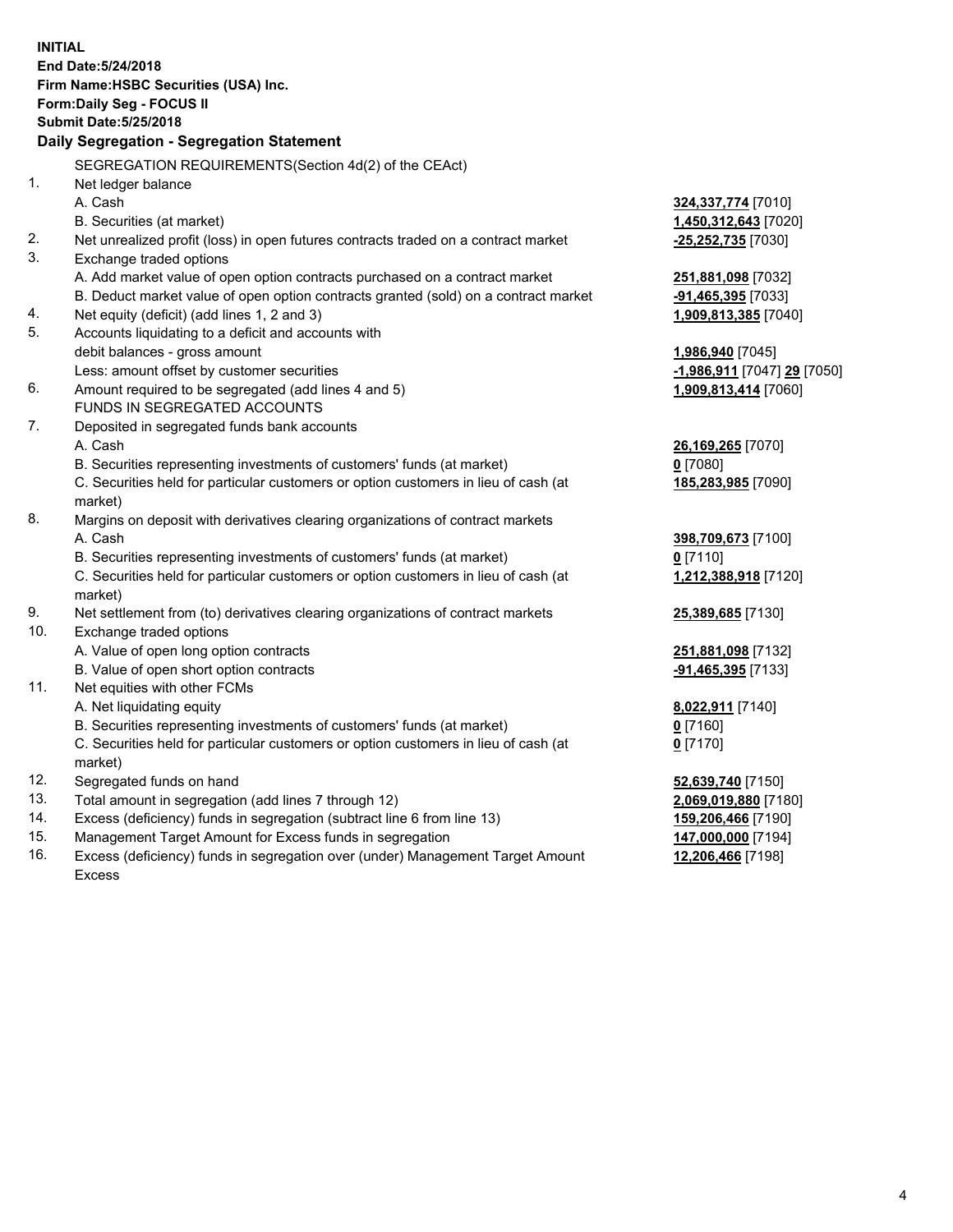**INITIAL**
**End Date:5/24/2018**
**Firm Name:HSBC Securities (USA) Inc.**
**Form:Daily Seg - FOCUS II**
**Submit Date:5/25/2018**

## Daily Segregation - Segregation Statement

SEGREGATION REQUIREMENTS(Section 4d(2) of the CEAct)

| | | |
|---|---|---|
| 1. | Net ledger balance | |
| | A. Cash | **324,337,774** [7010] |
| | B. Securities (at market) | **1,450,312,643** [7020] |
| 2. | Net unrealized profit (loss) in open futures contracts traded on a contract market | **-25,252,735** [7030] |
| 3. | Exchange traded options | |
| | A. Add market value of open option contracts purchased on a contract market | **251,881,098** [7032] |
| | B. Deduct market value of open option contracts granted (sold) on a contract market | **-91,465,395** [7033] |
| 4. | Net equity (deficit) (add lines 1, 2 and 3) | **1,909,813,385** [7040] |
| 5. | Accounts liquidating to a deficit and accounts with debit balances - gross amount | **1,986,940** [7045] |
| | Less: amount offset by customer securities | **-1,986,911** [7047] **29** [7050] |
| 6. | Amount required to be segregated (add lines 4 and 5) | **1,909,813,414** [7060] |
| | FUNDS IN SEGREGATED ACCOUNTS | |
| 7. | Deposited in segregated funds bank accounts | |
| | A. Cash | **26,169,265** [7070] |
| | B. Securities representing investments of customers' funds (at market) | **0** [7080] |
| | C. Securities held for particular customers or option customers in lieu of cash (at market) | **185,283,985** [7090] |
| 8. | Margins on deposit with derivatives clearing organizations of contract markets | |
| | A. Cash | **398,709,673** [7100] |
| | B. Securities representing investments of customers' funds (at market) | **0** [7110] |
| | C. Securities held for particular customers or option customers in lieu of cash (at market) | **1,212,388,918** [7120] |
| 9. | Net settlement from (to) derivatives clearing organizations of contract markets | **25,389,685** [7130] |
| 10. | Exchange traded options | |
| | A. Value of open long option contracts | **251,881,098** [7132] |
| | B. Value of open short option contracts | **-91,465,395** [7133] |
| 11. | Net equities with other FCMs | |
| | A. Net liquidating equity | **8,022,911** [7140] |
| | B. Securities representing investments of customers' funds (at market) | **0** [7160] |
| | C. Securities held for particular customers or option customers in lieu of cash (at market) | **0** [7170] |
| 12. | Segregated funds on hand | **52,639,740** [7150] |
| 13. | Total amount in segregation (add lines 7 through 12) | **2,069,019,880** [7180] |
| 14. | Excess (deficiency) funds in segregation (subtract line 6 from line 13) | **159,206,466** [7190] |
| 15. | Management Target Amount for Excess funds in segregation | **147,000,000** [7194] |
| 16. | Excess (deficiency) funds in segregation over (under) Management Target Amount Excess | **12,206,466** [7198] |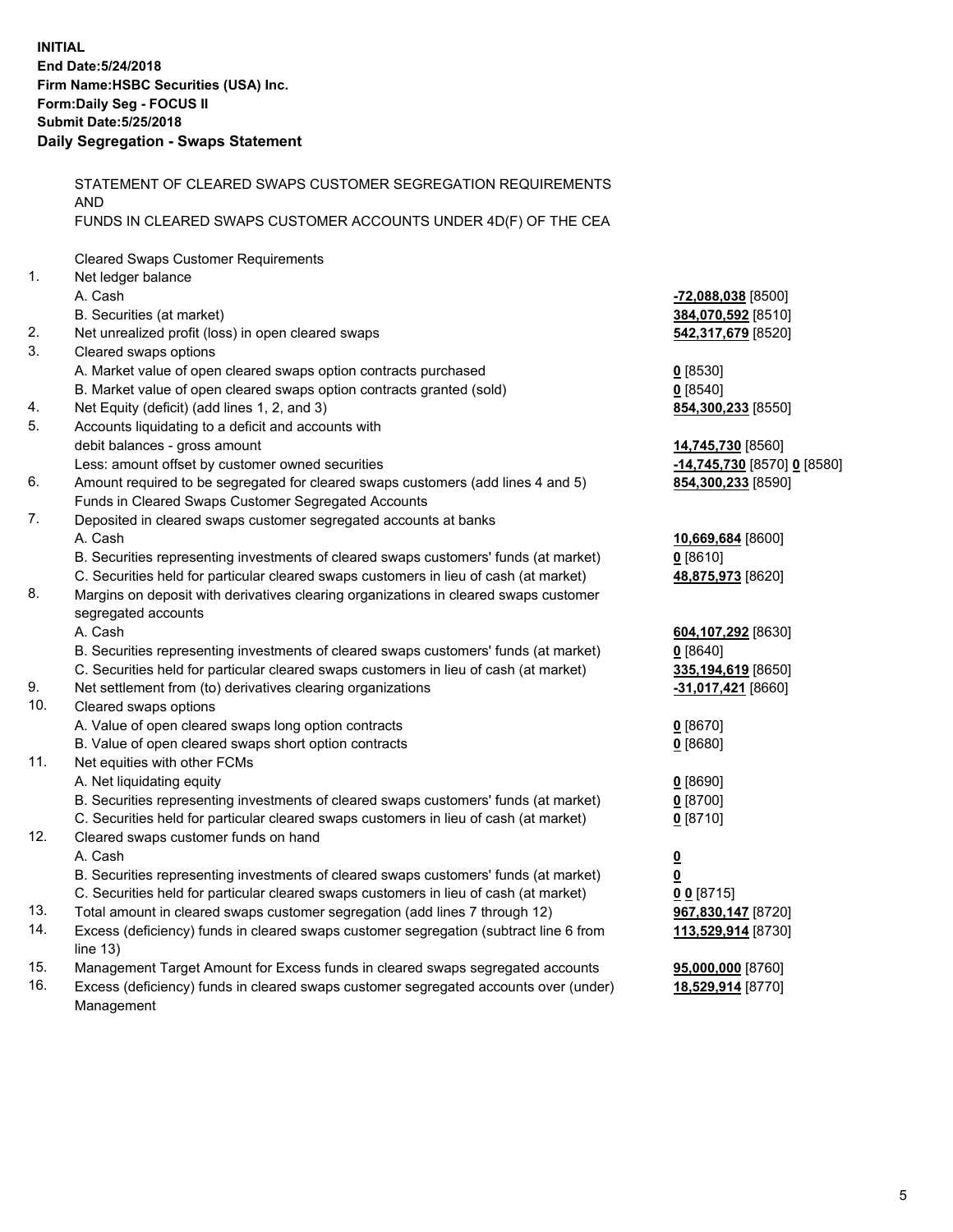**INITIAL**
**End Date:5/24/2018**
**Firm Name:HSBC Securities (USA) Inc.**
**Form:Daily Seg - FOCUS II**
**Submit Date:5/25/2018**
**Daily Segregation - Swaps Statement**

STATEMENT OF CLEARED SWAPS CUSTOMER SEGREGATION REQUIREMENTS AND
FUNDS IN CLEARED SWAPS CUSTOMER ACCOUNTS UNDER 4D(F) OF THE CEA

| | | |
|---|---|---|
| | Cleared Swaps Customer Requirements | |
| 1. | Net ledger balance | |
| | A. Cash | **-72,088,038** [8500] |
| | B. Securities (at market) | **384,070,592** [8510] |
| 2. | Net unrealized profit (loss) in open cleared swaps | **542,317,679** [8520] |
| 3. | Cleared swaps options | |
| | A. Market value of open cleared swaps option contracts purchased | **0** [8530] |
| | B. Market value of open cleared swaps option contracts granted (sold) | **0** [8540] |
| 4. | Net Equity (deficit) (add lines 1, 2, and 3) | **854,300,233** [8550] |
| 5. | Accounts liquidating to a deficit and accounts with | |
| | debit balances - gross amount | **14,745,730** [8560] |
| | Less: amount offset by customer owned securities | **-14,745,730** [8570] **0** [8580] |
| 6. | Amount required to be segregated for cleared swaps customers (add lines 4 and 5) | **854,300,233** [8590] |
| | Funds in Cleared Swaps Customer Segregated Accounts | |
| 7. | Deposited in cleared swaps customer segregated accounts at banks | |
| | A. Cash | **10,669,684** [8600] |
| | B. Securities representing investments of cleared swaps customers' funds (at market) | **0** [8610] |
| | C. Securities held for particular cleared swaps customers in lieu of cash (at market) | **48,875,973** [8620] |
| 8. | Margins on deposit with derivatives clearing organizations in cleared swaps customer segregated accounts | |
| | A. Cash | **604,107,292** [8630] |
| | B. Securities representing investments of cleared swaps customers' funds (at market) | **0** [8640] |
| | C. Securities held for particular cleared swaps customers in lieu of cash (at market) | **335,194,619** [8650] |
| 9. | Net settlement from (to) derivatives clearing organizations | **-31,017,421** [8660] |
| 10. | Cleared swaps options | |
| | A. Value of open cleared swaps long option contracts | **0** [8670] |
| | B. Value of open cleared swaps short option contracts | **0** [8680] |
| 11. | Net equities with other FCMs | |
| | A. Net liquidating equity | **0** [8690] |
| | B. Securities representing investments of cleared swaps customers' funds (at market) | **0** [8700] |
| | C. Securities held for particular cleared swaps customers in lieu of cash (at market) | **0** [8710] |
| 12. | Cleared swaps customer funds on hand | |
| | A. Cash | **0** |
| | B. Securities representing investments of cleared swaps customers' funds (at market) | **0** |
| | C. Securities held for particular cleared swaps customers in lieu of cash (at market) | **0** **0** [8715] |
| 13. | Total amount in cleared swaps customer segregation (add lines 7 through 12) | **967,830,147** [8720] |
| 14. | Excess (deficiency) funds in cleared swaps customer segregation (subtract line 6 from line 13) | **113,529,914** [8730] |
| 15. | Management Target Amount for Excess funds in cleared swaps segregated accounts | **95,000,000** [8760] |
| 16. | Excess (deficiency) funds in cleared swaps customer segregated accounts over (under) Management | **18,529,914** [8770] |